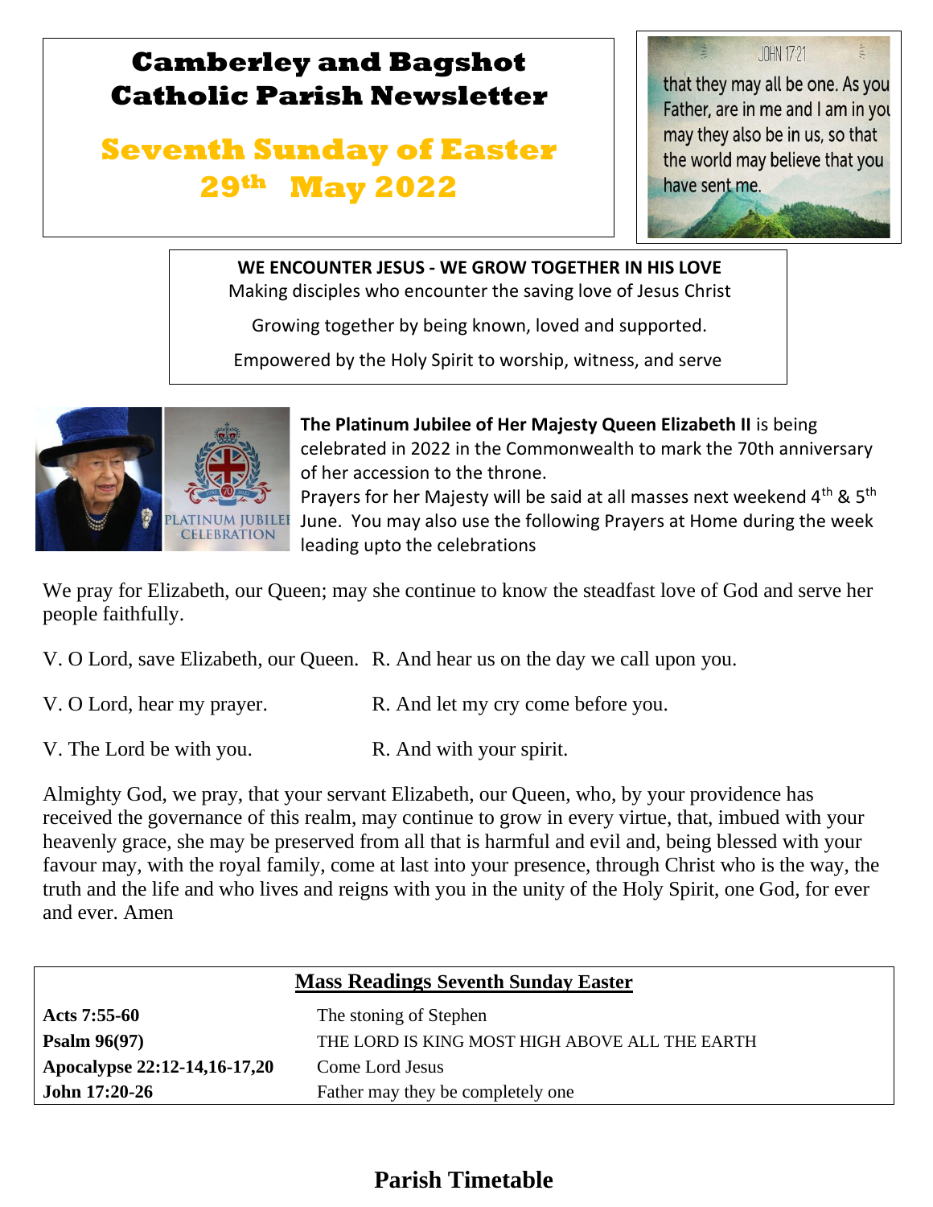# Camberley and Bagshot Catholic Parish Newsletter

## Seventh Sunday of Easter 29th May 2022

JOHN 17:21

that they may all be one. As you Father, are in me and I am in you may they also be in us, so that the world may believe that you have sent me.

**WE ENCOUNTER JESUS - WE GROW TOGETHER IN HIS LOVE**

Making disciples who encounter the saving love of Jesus Christ

Growing together by being known, loved and supported.

Empowered by the Holy Spirit to worship, witness, and serve

PLATINUM JUBILEE CELEBRATION

**The Platinum Jubilee of Her Majesty Queen Elizabeth II** is being celebrated in 2022 in the Commonwealth to mark the 70th anniversary of her accession to the throne.

Prayers for her Majesty will be said at all masses next weekend 4th & 5th June. You may also use the following Prayers at Home during the week leading upto the celebrations

We pray for Elizabeth, our Queen; may she continue to know the steadfast love of God and serve her people faithfully.

V. O Lord, save Elizabeth, our Queen. R. And hear us on the day we call upon you.

V. O Lord, hear my prayer. R. And let my cry come before you.

V. The Lord be with you. R. And with your spirit.

Almighty God, we pray, that your servant Elizabeth, our Queen, who, by your providence has received the governance of this realm, may continue to grow in every virtue, that, imbued with your heavenly grace, she may be preserved from all that is harmful and evil and, being blessed with your favour may, with the royal family, come at last into your presence, through Christ who is the way, the truth and the life and who lives and reigns with you in the unity of the Holy Spirit, one God, for ever and ever. Amen

| Mass Readings Seventh Sunday Easter | |
|---|---|
| **Acts 7:55-60** | The stoning of Stephen |
| **Psalm 96(97)** | THE LORD IS KING MOST HIGH ABOVE ALL THE EARTH |
| **Apocalypse 22:12-14,16-17,20** | Come Lord Jesus |
| **John 17:20-26** | Father may they be completely one |

## Parish Timetable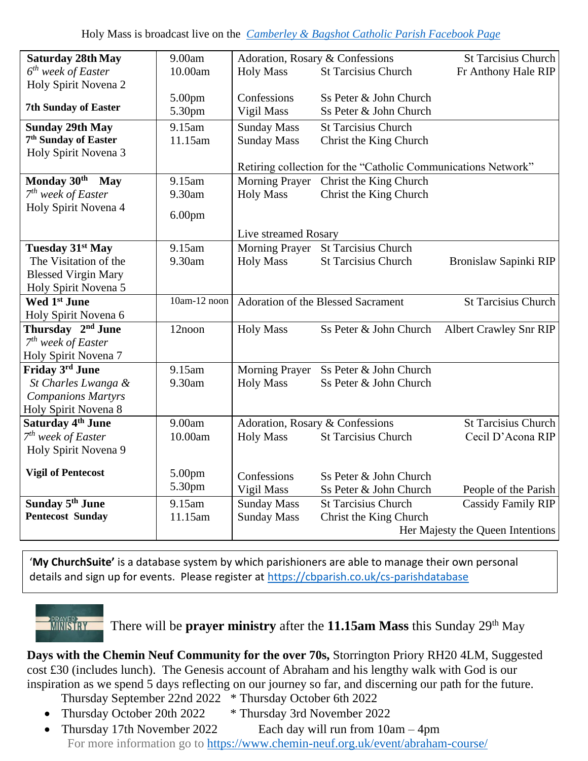Holy Mass is broadcast live on the *Camberley & Bagshot Catholic Parish Facebook Page*

| Day | Time | Event | Location | Intention |
|---|---|---|---|---|
| **Saturday 28th May**<br>*6th week of Easter*<br>Holy Spirit Novena 2<br>**7th Sunday of Easter** | 9.00am<br>10.00am<br>5.00pm<br>5.30pm | Adoration, Rosary & Confessions<br>Holy Mass<br>Confessions<br>Vigil Mass | St Tarcisius Church<br>St Tarcisius Church<br>Ss Peter & John Church<br>Ss Peter & John Church | <br>Fr Anthony Hale RIP |
| **Sunday 29th May**<br>**7th Sunday of Easter**<br>Holy Spirit Novena 3 | 9.15am<br>11.15am | Sunday Mass<br>Sunday Mass<br>Retiring collection for the "Catholic Communications Network" | St Tarcisius Church<br>Christ the King Church | |
| **Monday 30th May**<br>*7th week of Easter*<br>Holy Spirit Novena 4 | 9.15am<br>9.30am<br>6.00pm | Morning Prayer<br>Holy Mass<br>Live streamed Rosary | Christ the King Church<br>Christ the King Church | |
| **Tuesday 31st May**<br>The Visitation of the Blessed Virgin Mary<br>Holy Spirit Novena 5 | 9.15am<br>9.30am | Morning Prayer<br>Holy Mass | St Tarcisius Church<br>St Tarcisius Church | <br>Bronislaw Sapinki RIP |
| **Wed 1st June**<br>Holy Spirit Novena 6 | 10am-12 noon | Adoration of the Blessed Sacrament | St Tarcisius Church | |
| **Thursday 2nd June**<br>*7th week of Easter*<br>Holy Spirit Novena 7 | 12noon | Holy Mass | Ss Peter & John Church | Albert Crawley Snr RIP |
| **Friday 3rd June**<br>*St Charles Lwanga & Companions Martyrs*<br>Holy Spirit Novena 8 | 9.15am<br>9.30am | Morning Prayer<br>Holy Mass | Ss Peter & John Church<br>Ss Peter & John Church | |
| **Saturday 4th June**<br>*7th week of Easter*<br>Holy Spirit Novena 9<br>**Vigil of Pentecost** | 9.00am<br>10.00am<br>5.00pm<br>5.30pm | Adoration, Rosary & Confessions<br>Holy Mass<br>Confessions<br>Vigil Mass | St Tarcisius Church<br>St Tarcisius Church<br>Ss Peter & John Church<br>Ss Peter & John Church | <br>Cecil D'Acona RIP<br><br>People of the Parish |
| **Sunday 5th June**<br>**Pentecost Sunday** | 9.15am<br>11.15am | Sunday Mass<br>Sunday Mass | St Tarcisius Church<br>Christ the King Church | Cassidy Family RIP<br><br>Her Majesty the Queen Intentions |

'**My ChurchSuite**' is a database system by which parishioners are able to manage their own personal details and sign up for events. Please register at https://cbparish.co.uk/cs-parishdatabase

There will be **prayer ministry** after the **11.15am Mass** this Sunday 29th May

**Days with the Chemin Neuf Community for the over 70s,** Storrington Priory RH20 4LM, Suggested cost £30 (includes lunch). The Genesis account of Abraham and his lengthy walk with God is our inspiration as we spend 5 days reflecting on our journey so far, and discerning our path for the future.

- Thursday September 22nd 2022 * Thursday October 6th 2022
- Thursday October 20th 2022 * Thursday 3rd November 2022
- Thursday 17th November 2022 Each day will run from 10am – 4pm

For more information go to https://www.chemin-neuf.org.uk/event/abraham-course/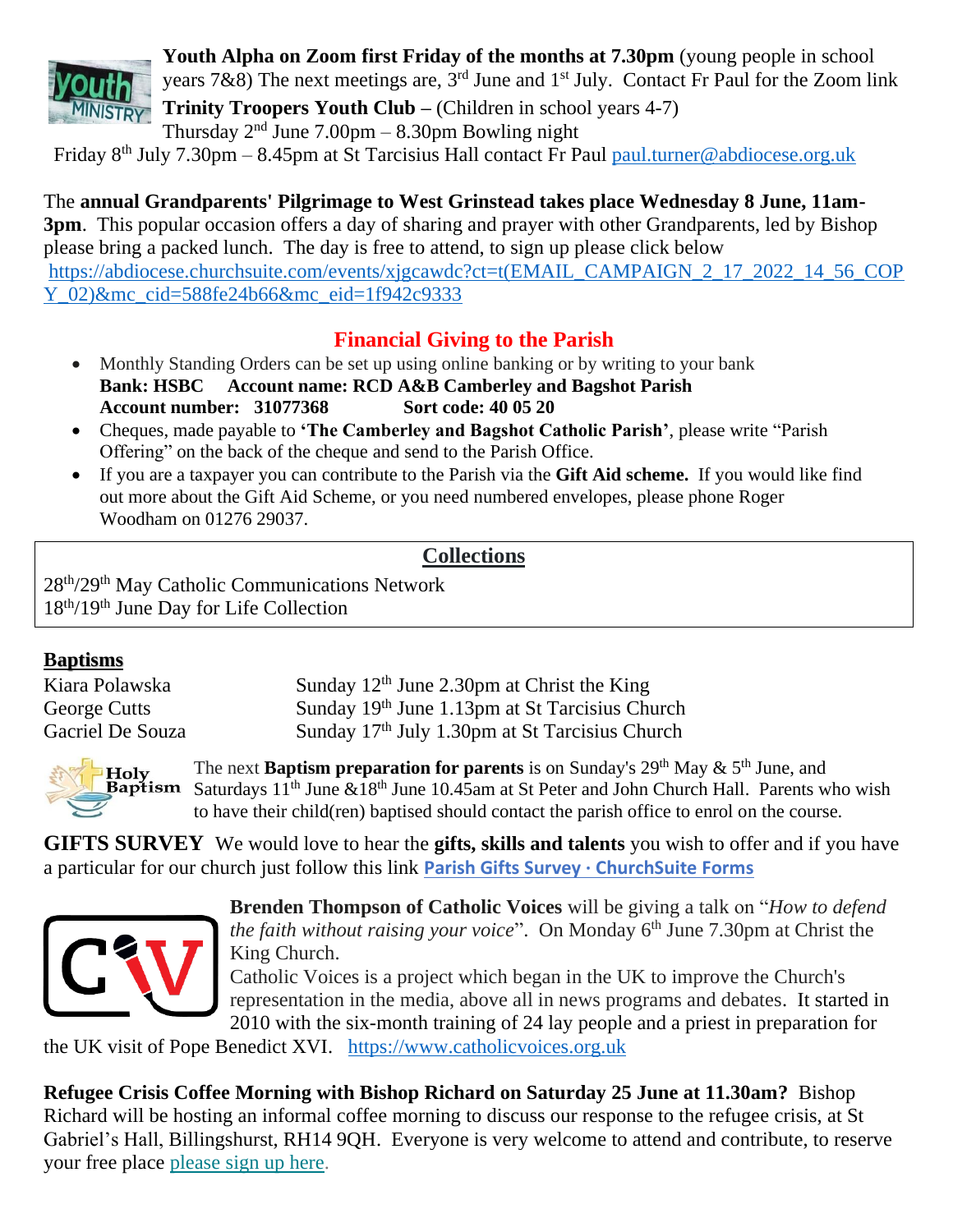**Youth Alpha on Zoom first Friday of the months at 7.30pm** (young people in school years 7&8) The next meetings are, 3rd June and 1st July. Contact Fr Paul for the Zoom link

**Trinity Troopers Youth Club –** (Children in school years 4-7)
Thursday 2nd June 7.00pm – 8.30pm Bowling night
Friday 8th July 7.30pm – 8.45pm at St Tarcisius Hall contact Fr Paul paul.turner@abdiocese.org.uk

The **annual Grandparents' Pilgrimage to West Grinstead takes place Wednesday 8 June, 11am-3pm**. This popular occasion offers a day of sharing and prayer with other Grandparents, led by Bishop please bring a packed lunch. The day is free to attend, to sign up please click below
https://abdiocese.churchsuite.com/events/xjgcawdc?ct=t(EMAIL_CAMPAIGN_2_17_2022_14_56_COPY_02)&mc_cid=588fe24b66&mc_eid=1f942c9333

## Financial Giving to the Parish

- Monthly Standing Orders can be set up using online banking or by writing to your bank
  **Bank: HSBC Account name: RCD A&B Camberley and Bagshot Parish**
  **Account number: 31077368 Sort code: 40 05 20**
- Cheques, made payable to **'The Camberley and Bagshot Catholic Parish'**, please write "Parish Offering" on the back of the cheque and send to the Parish Office.
- If you are a taxpayer you can contribute to the Parish via the **Gift Aid scheme.** If you would like find out more about the Gift Aid Scheme, or you need numbered envelopes, please phone Roger Woodham on 01276 29037.

## Collections

28th/29th May Catholic Communications Network
18th/19th June Day for Life Collection

**Baptisms**

| | |
|---|---|
| Kiara Polawska | Sunday 12th June 2.30pm at Christ the King |
| George Cutts | Sunday 19th June 1.13pm at St Tarcisius Church |
| Gacriel De Souza | Sunday 17th July 1.30pm at St Tarcisius Church |

The next **Baptism preparation for parents** is on Sunday's 29th May & 5th June, and Saturdays 11th June &18th June 10.45am at St Peter and John Church Hall. Parents who wish to have their child(ren) baptised should contact the parish office to enrol on the course.

**GIFTS SURVEY** We would love to hear the **gifts, skills and talents** you wish to offer and if you have a particular for our church just follow this link **Parish Gifts Survey · ChurchSuite Forms**

**Brenden Thompson of Catholic Voices** will be giving a talk on "*How to defend the faith without raising your voice*". On Monday 6th June 7.30pm at Christ the King Church.
Catholic Voices is a project which began in the UK to improve the Church's representation in the media, above all in news programs and debates. It started in 2010 with the six-month training of 24 lay people and a priest in preparation for the UK visit of Pope Benedict XVI. https://www.catholicvoices.org.uk

**Refugee Crisis Coffee Morning with Bishop Richard on Saturday 25 June at 11.30am?** Bishop Richard will be hosting an informal coffee morning to discuss our response to the refugee crisis, at St Gabriel's Hall, Billingshurst, RH14 9QH. Everyone is very welcome to attend and contribute, to reserve your free place please sign up here.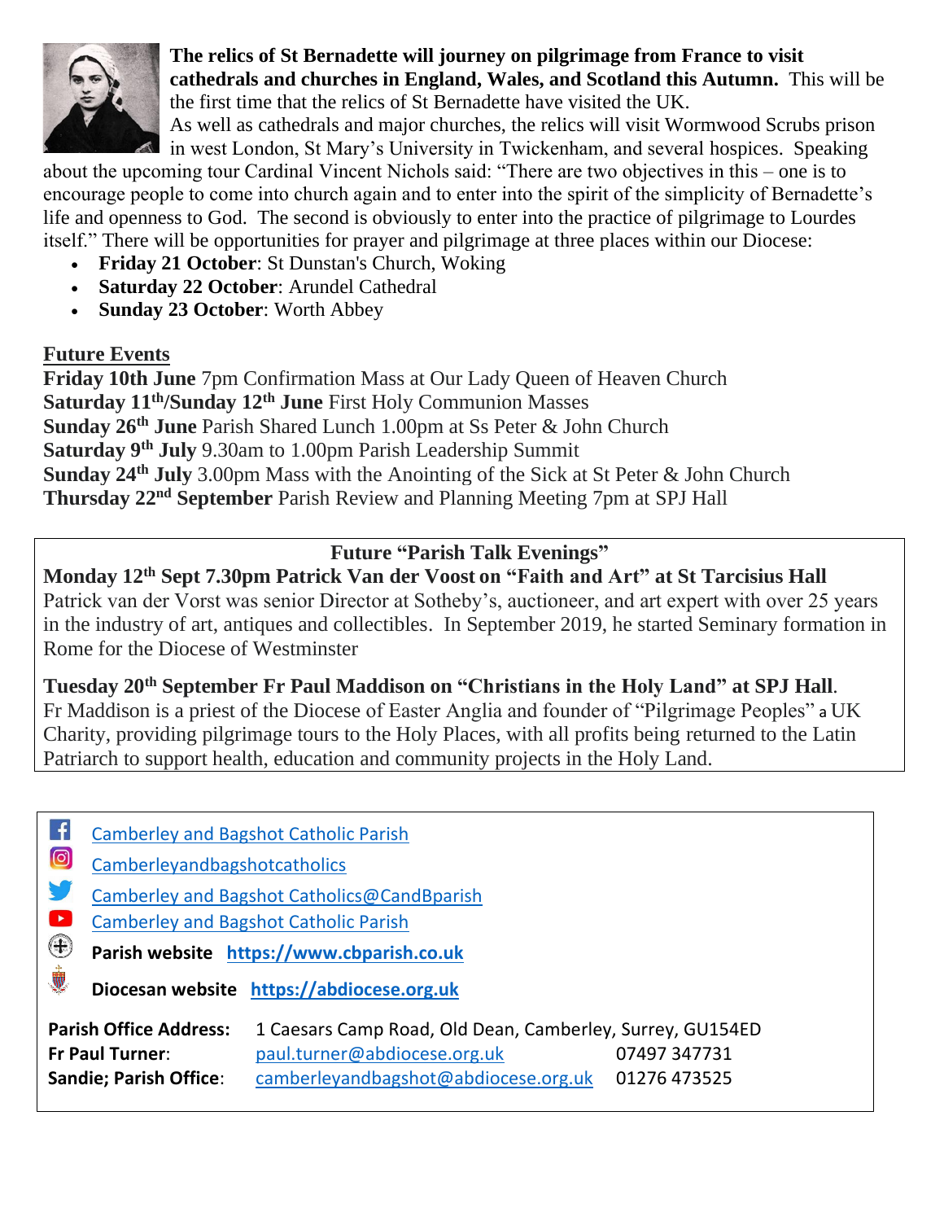**The relics of St Bernadette will journey on pilgrimage from France to visit cathedrals and churches in England, Wales, and Scotland this Autumn.** This will be the first time that the relics of St Bernadette have visited the UK. As well as cathedrals and major churches, the relics will visit Wormwood Scrubs prison in west London, St Mary's University in Twickenham, and several hospices. Speaking about the upcoming tour Cardinal Vincent Nichols said: "There are two objectives in this – one is to encourage people to come into church again and to enter into the spirit of the simplicity of Bernadette's life and openness to God. The second is obviously to enter into the practice of pilgrimage to Lourdes itself." There will be opportunities for prayer and pilgrimage at three places within our Diocese:

- **Friday 21 October**: St Dunstan's Church, Woking
- **Saturday 22 October**: Arundel Cathedral
- **Sunday 23 October**: Worth Abbey

## Future Events

**Friday 10th June** 7pm Confirmation Mass at Our Lady Queen of Heaven Church
**Saturday 11th/Sunday 12th June** First Holy Communion Masses
**Sunday 26th June** Parish Shared Lunch 1.00pm at Ss Peter & John Church
**Saturday 9th July** 9.30am to 1.00pm Parish Leadership Summit
**Sunday 24th July** 3.00pm Mass with the Anointing of the Sick at St Peter & John Church
**Thursday 22nd September** Parish Review and Planning Meeting 7pm at SPJ Hall

## Future "Parish Talk Evenings"

**Monday 12th Sept 7.30pm Patrick Van der Voost on "Faith and Art" at St Tarcisius Hall**
Patrick van der Vorst was senior Director at Sotheby's, auctioneer, and art expert with over 25 years in the industry of art, antiques and collectibles. In September 2019, he started Seminary formation in Rome for the Diocese of Westminster

**Tuesday 20th September Fr Paul Maddison on "Christians in the Holy Land" at SPJ Hall**.
Fr Maddison is a priest of the Diocese of Easter Anglia and founder of "Pilgrimage Peoples" a UK Charity, providing pilgrimage tours to the Holy Places, with all profits being returned to the Latin Patriarch to support health, education and community projects in the Holy Land.

Camberley and Bagshot Catholic Parish
Camberleyandbagshotcatholics
Camberley and Bagshot Catholics@CandBparish
Camberley and Bagshot Catholic Parish
**Parish website** **https://www.cbparish.co.uk**
**Diocesan website** **https://abdiocese.org.uk**

| | | |
|---|---|---|
| **Parish Office Address:** | 1 Caesars Camp Road, Old Dean, Camberley, Surrey, GU154ED | |
| **Fr Paul Turner**: | paul.turner@abdiocese.org.uk | 07497 347731 |
| **Sandie; Parish Office**: | camberleyandbagshot@abdiocese.org.uk | 01276 473525 |